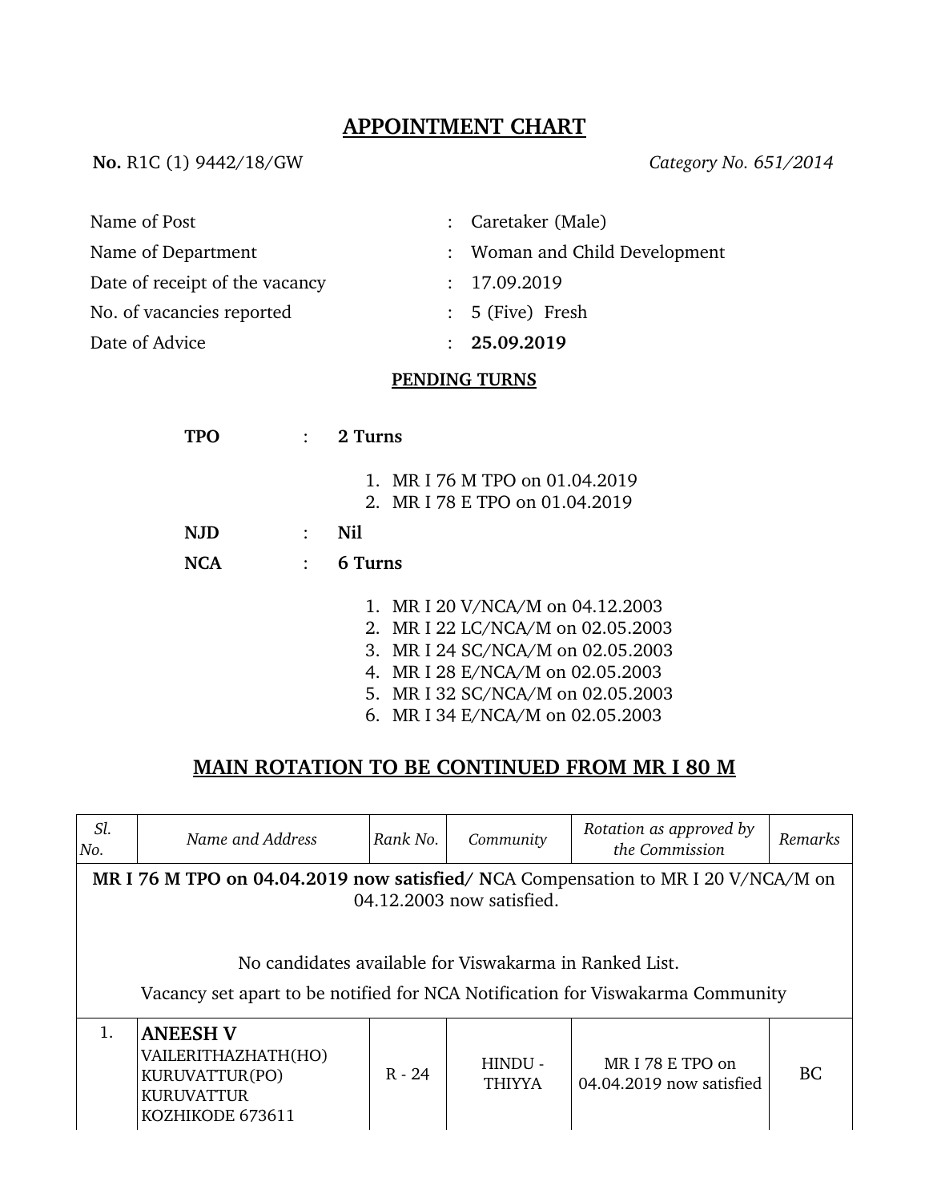# APPOINTMENT CHART

**No.** R1C (1) 9442/18/GW *Category No. 651/2014*

| | | |
|---|---|---|
| Name of Post | : | Caretaker (Male) |
| Name of Department | : | Woman and Child Development |
| Date of receipt of the vacancy | : | 17.09.2019 |
| No. of vacancies reported | : | 5 (Five) Fresh |
| Date of Advice | : | **25.09.2019** |

**PENDING TURNS**

**TPO** : **2 Turns**

1. MR I 76 M TPO on 01.04.2019
2. MR I 78 E TPO on 01.04.2019

**NJD** : **Nil**

**NCA** : **6 Turns**

1. MR I 20 V/NCA/M on 04.12.2003
2. MR I 22 LC/NCA/M on 02.05.2003
3. MR I 24 SC/NCA/M on 02.05.2003
4. MR I 28 E/NCA/M on 02.05.2003
5. MR I 32 SC/NCA/M on 02.05.2003
6. MR I 34 E/NCA/M on 02.05.2003

## MAIN ROTATION TO BE CONTINUED FROM MR I 80 M

| *Sl. No.* | *Name and Address* | *Rank No.* | *Community* | *Rotation as approved by the Commission* | *Remarks* |
|---|---|---|---|---|---|
| **MR I 76 M TPO on 04.04.2019 now satisfied/** NCA Compensation to MR I 20 V/NCA/M on 04.12.2003 now satisfied. No candidates available for Viswakarma in Ranked List. Vacancy set apart to be notified for NCA Notification for Viswakarma Community | | | | | |
| 1. | **ANEESH V** VAILERITHAZHATH(HO) KURUVATTUR(PO) KURUVATTUR KOZHIKODE 673611 | R - 24 | HINDU - THIYYA | MR I 78 E TPO on 04.04.2019 now satisfied | BC |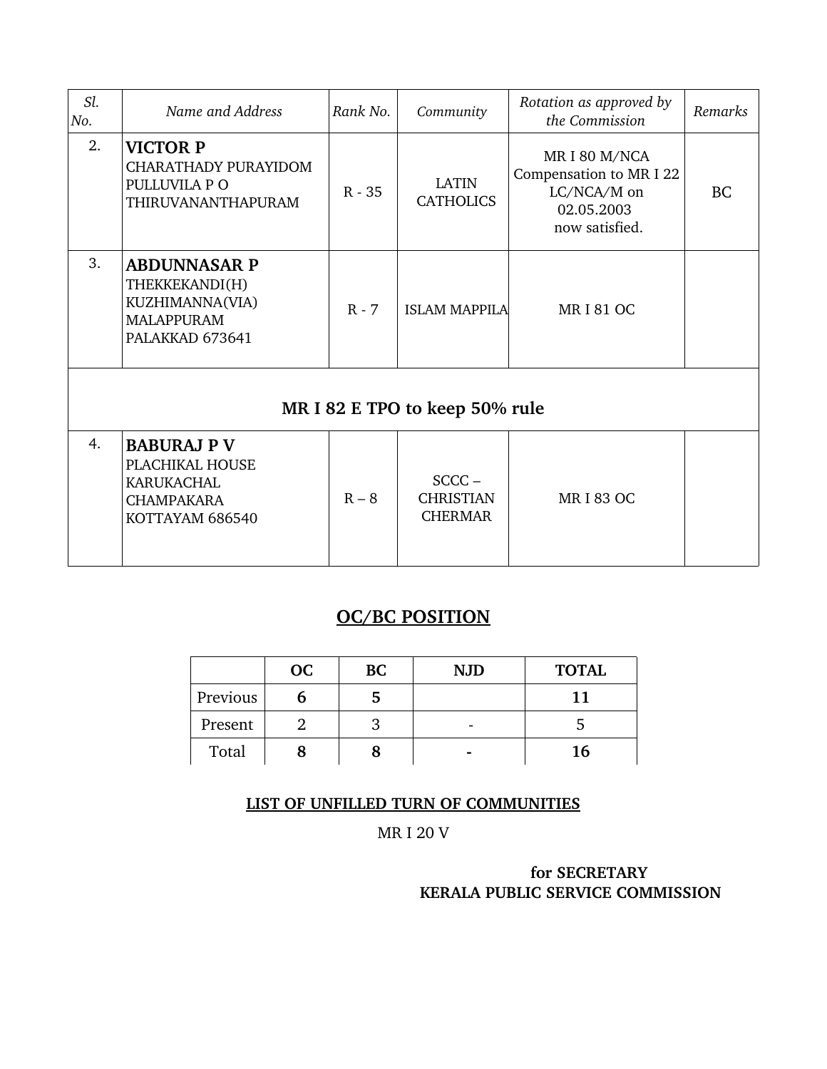| *Sl. No.* | *Name and Address* | *Rank No.* | *Community* | *Rotation as approved by the Commission* | *Remarks* |
|---|---|---|---|---|---|
| 2. | **VICTOR P**<br>CHARATHADY PURAYIDOM<br>PULLUVILA P O<br>THIRUVANANTHAPURAM | R - 35 | LATIN CATHOLICS | MR I 80 M/NCA<br>Compensation to MR I 22 LC/NCA/M on 02.05.2003<br>now satisfied. | BC |
| 3. | **ABDUNNASAR P**<br>THEKKEKANDI(H)<br>KUZHIMANNA(VIA)<br>MALAPPURAM<br>PALAKKAD 673641 | R - 7 | ISLAM MAPPILA | MR I 81 OC | |
| **MR I 82 E TPO to keep 50% rule** | | | | | |
| 4. | **BABURAJ P V**<br>PLACHIKAL HOUSE<br>KARUKACHAL<br>CHAMPAKARA<br>KOTTAYAM 686540 | R – 8 | SCCC – CHRISTIAN CHERMAR | MR I 83 OC | |

## OC/BC POSITION

| | OC | BC | NJD | TOTAL |
|---|---|---|---|---|
| Previous | **6** | **5** | | **11** |
| Present | 2 | 3 | - | 5 |
| Total | **8** | **8** | **-** | **16** |

**LIST OF UNFILLED TURN OF COMMUNITIES**

MR I 20 V

**for SECRETARY**
**KERALA PUBLIC SERVICE COMMISSION**